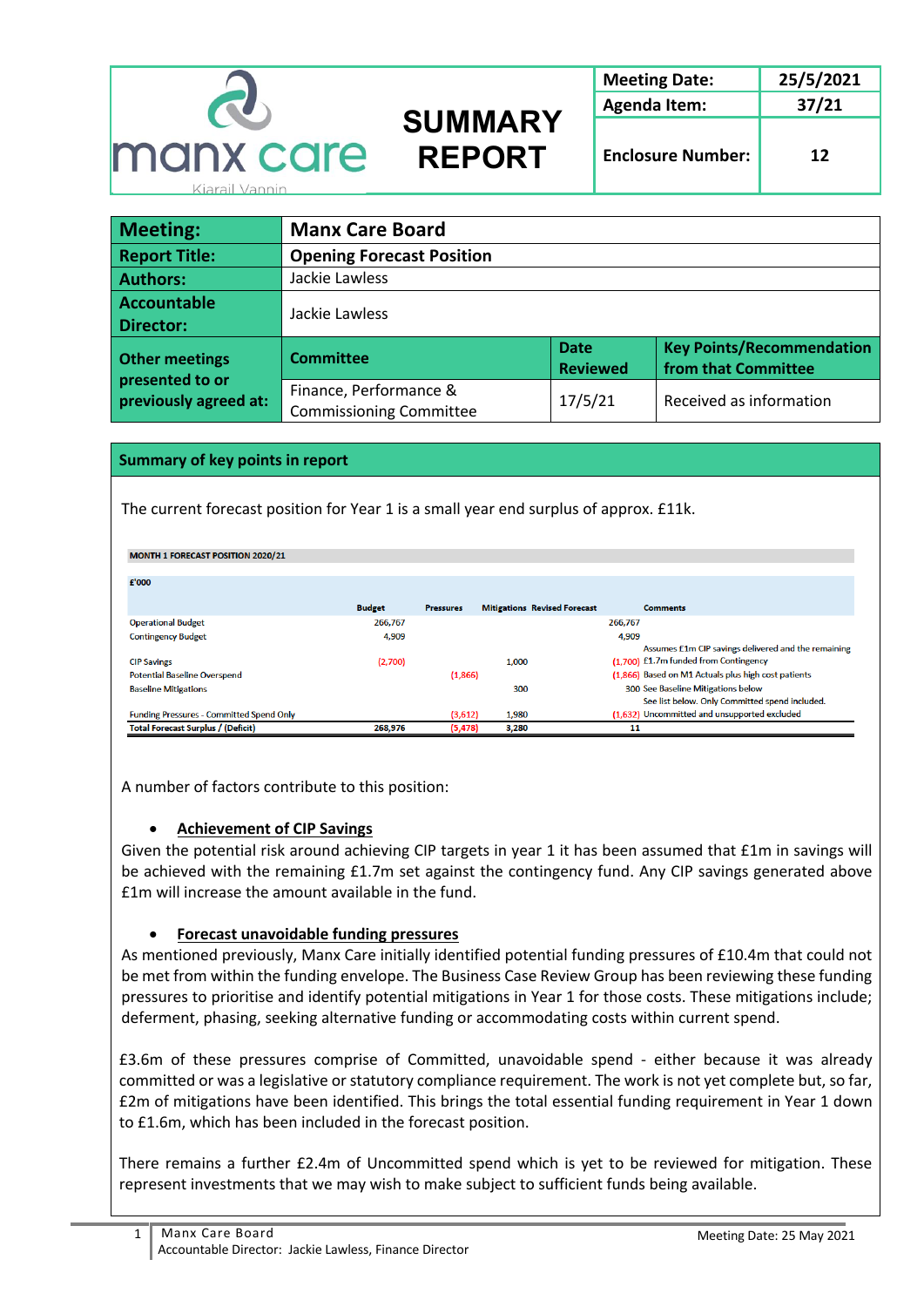| manx care Kiarail Vannin | SUMMARY REPORT | Meeting Date: | 25/5/2021 |
|---|---|---|---|
| | | Agenda Item: | 37/21 |
| | | Enclosure Number: | 12 |

| | | | |
|---|---|---|---|
| **Meeting:** | **Manx Care Board** | | |
| **Report Title:** | **Opening Forecast Position** | | |
| **Authors:** | Jackie Lawless | | |
| **Accountable Director:** | Jackie Lawless | | |
| **Other meetings presented to or previously agreed at:** | **Committee** | **Date Reviewed** | **Key Points/Recommendation from that Committee** |
| | Finance, Performance & Commissioning Committee | 17/5/21 | Received as information |

## Summary of key points in report

The current forecast position for Year 1 is a small year end surplus of approx. £11k.

**MONTH 1 FORECAST POSITION 2020/21**

£'000

| | Budget | Pressures | Mitigations | Revised Forecast | Comments |
|---|---|---|---|---|---|
| Operational Budget | 266,767 | | | 266,767 | |
| Contingency Budget | 4,909 | | | 4,909 | |
| CIP Savings | (2,700) | | 1,000 | (1,700) | Assumes £1m CIP savings delivered and the remaining £1.7m funded from Contingency |
| Potential Baseline Overspend | | (1,866) | | (1,866) | Based on M1 Actuals plus high cost patients |
| Baseline Mitigations | | | 300 | 300 | See Baseline Mitigations below |
| Funding Pressures - Committed Spend Only | | (3,612) | 1,980 | (1,632) | See list below. Only Committed spend included. Uncommitted and unsupported excluded |
| **Total Forecast Surplus / (Deficit)** | **268,976** | **(5,478)** | **3,280** | **11** | |

A number of factors contribute to this position:

- **Achievement of CIP Savings**

Given the potential risk around achieving CIP targets in year 1 it has been assumed that £1m in savings will be achieved with the remaining £1.7m set against the contingency fund. Any CIP savings generated above £1m will increase the amount available in the fund.

- **Forecast unavoidable funding pressures**

As mentioned previously, Manx Care initially identified potential funding pressures of £10.4m that could not be met from within the funding envelope. The Business Case Review Group has been reviewing these funding pressures to prioritise and identify potential mitigations in Year 1 for those costs. These mitigations include; deferment, phasing, seeking alternative funding or accommodating costs within current spend.

£3.6m of these pressures comprise of Committed, unavoidable spend - either because it was already committed or was a legislative or statutory compliance requirement. The work is not yet complete but, so far, £2m of mitigations have been identified. This brings the total essential funding requirement in Year 1 down to £1.6m, which has been included in the forecast position.

There remains a further £2.4m of Uncommitted spend which is yet to be reviewed for mitigation. These represent investments that we may wish to make subject to sufficient funds being available.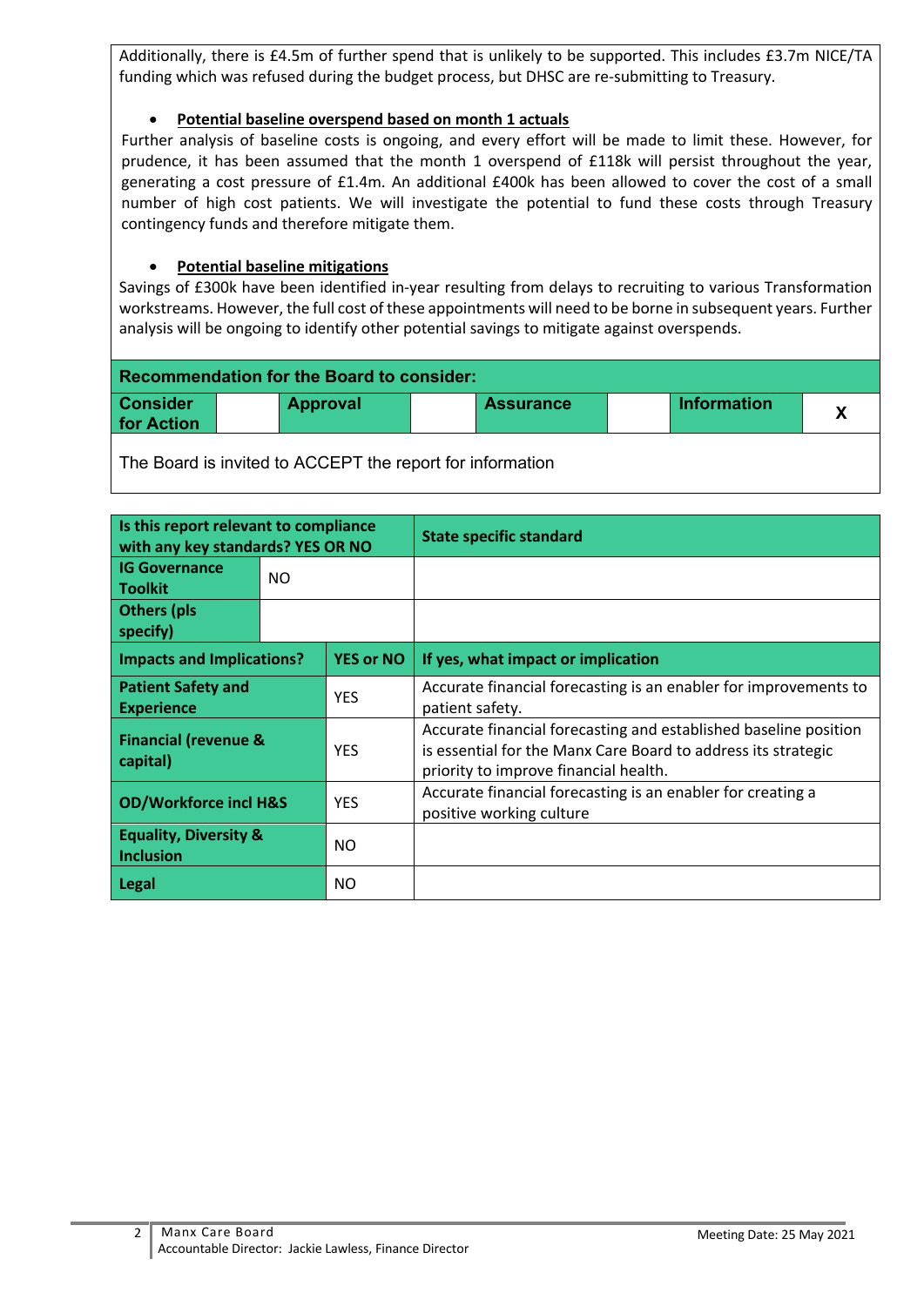Additionally, there is £4.5m of further spend that is unlikely to be supported. This includes £3.7m NICE/TA funding which was refused during the budget process, but DHSC are re-submitting to Treasury.

- **Potential baseline overspend based on month 1 actuals**

Further analysis of baseline costs is ongoing, and every effort will be made to limit these. However, for prudence, it has been assumed that the month 1 overspend of £118k will persist throughout the year, generating a cost pressure of £1.4m. An additional £400k has been allowed to cover the cost of a small number of high cost patients. We will investigate the potential to fund these costs through Treasury contingency funds and therefore mitigate them.

- **Potential baseline mitigations**

Savings of £300k have been identified in-year resulting from delays to recruiting to various Transformation workstreams. However, the full cost of these appointments will need to be borne in subsequent years. Further analysis will be ongoing to identify other potential savings to mitigate against overspends.

**Recommendation for the Board to consider:**

| Consider for Action | | Approval | | Assurance | | Information | X |
|---|---|---|---|---|---|---|---|

The Board is invited to ACCEPT the report for information

| Is this report relevant to compliance with any key standards? YES OR NO | | State specific standard |
|---|---|---|
| IG Governance Toolkit | NO | |
| Others (pls specify) | | |

| Impacts and Implications? | YES or NO | If yes, what impact or implication |
|---|---|---|
| Patient Safety and Experience | YES | Accurate financial forecasting is an enabler for improvements to patient safety. |
| Financial (revenue & capital) | YES | Accurate financial forecasting and established baseline position is essential for the Manx Care Board to address its strategic priority to improve financial health. |
| OD/Workforce incl H&S | YES | Accurate financial forecasting is an enabler for creating a positive working culture |
| Equality, Diversity & Inclusion | NO | |
| Legal | NO | |